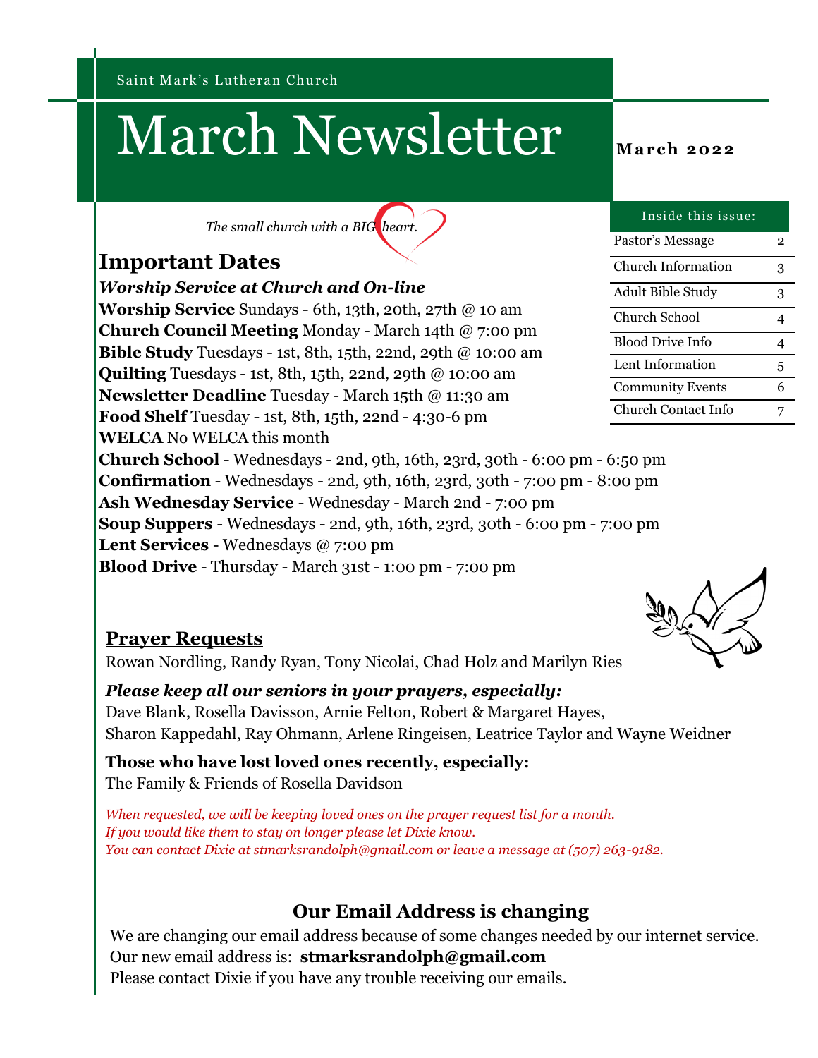Saint Mark's Lutheran Church

# March Newsletter

**March 2022**

*The small church with a BIG heart.*

| Inside this issue: | |
|---|---|
| Pastor's Message | 2 |
| Church Information | 3 |
| Adult Bible Study | 3 |
| Church School | 4 |
| Blood Drive Info | 4 |
| Lent Information | 5 |
| Community Events | 6 |
| Church Contact Info | 7 |

## Important Dates

***Worship Service at Church and On-line***

**Worship Service** Sundays - 6th, 13th, 20th, 27th @ 10 am
**Church Council Meeting** Monday - March 14th @ 7:00 pm
**Bible Study** Tuesdays - 1st, 8th, 15th, 22nd, 29th @ 10:00 am
**Quilting** Tuesdays - 1st, 8th, 15th, 22nd, 29th @ 10:00 am
**Newsletter Deadline** Tuesday - March 15th @ 11:30 am
**Food Shelf** Tuesday - 1st, 8th, 15th, 22nd - 4:30-6 pm
**WELCA** No WELCA this month
**Church School** - Wednesdays - 2nd, 9th, 16th, 23rd, 30th - 6:00 pm - 6:50 pm
**Confirmation** - Wednesdays - 2nd, 9th, 16th, 23rd, 30th - 7:00 pm - 8:00 pm
**Ash Wednesday Service** - Wednesday - March 2nd - 7:00 pm
**Soup Suppers** - Wednesdays - 2nd, 9th, 16th, 23rd, 30th - 6:00 pm - 7:00 pm
**Lent Services** - Wednesdays @ 7:00 pm
**Blood Drive** - Thursday - March 31st - 1:00 pm - 7:00 pm

## Prayer Requests

Rowan Nordling, Randy Ryan, Tony Nicolai, Chad Holz and Marilyn Ries

***Please keep all our seniors in your prayers, especially:***
Dave Blank, Rosella Davisson, Arnie Felton, Robert & Margaret Hayes,
Sharon Kappedahl, Ray Ohmann, Arlene Ringeisen, Leatrice Taylor and Wayne Weidner

**Those who have lost loved ones recently, especially:**
The Family & Friends of Rosella Davidson

*When requested, we will be keeping loved ones on the prayer request list for a month.*
*If you would like them to stay on longer please let Dixie know.*
*You can contact Dixie at stmarksrandolph@gmail.com or leave a message at (507) 263-9182.*

## Our Email Address is changing

We are changing our email address because of some changes needed by our internet service.
Our new email address is: **stmarksrandolph@gmail.com**
Please contact Dixie if you have any trouble receiving our emails.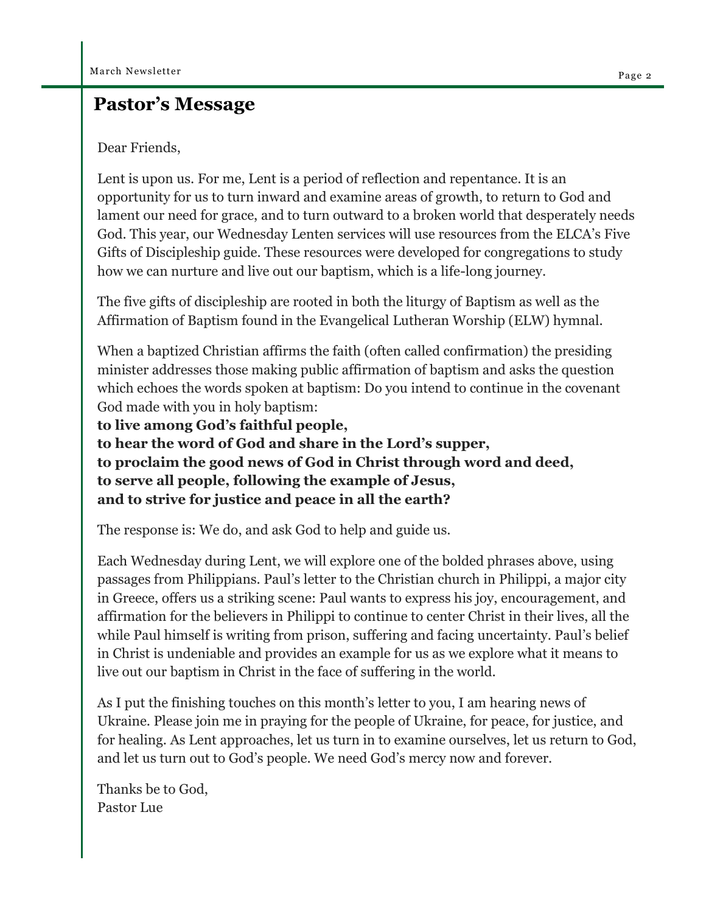## Pastor's Message

Dear Friends,

Lent is upon us. For me, Lent is a period of reflection and repentance. It is an opportunity for us to turn inward and examine areas of growth, to return to God and lament our need for grace, and to turn outward to a broken world that desperately needs God. This year, our Wednesday Lenten services will use resources from the ELCA's Five Gifts of Discipleship guide. These resources were developed for congregations to study how we can nurture and live out our baptism, which is a life-long journey.

The five gifts of discipleship are rooted in both the liturgy of Baptism as well as the Affirmation of Baptism found in the Evangelical Lutheran Worship (ELW) hymnal.

When a baptized Christian affirms the faith (often called confirmation) the presiding minister addresses those making public affirmation of baptism and asks the question which echoes the words spoken at baptism: Do you intend to continue in the covenant God made with you in holy baptism:
**to live among God's faithful people,**
**to hear the word of God and share in the Lord's supper,**
**to proclaim the good news of God in Christ through word and deed,**
**to serve all people, following the example of Jesus,**
**and to strive for justice and peace in all the earth?**

The response is: We do, and ask God to help and guide us.

Each Wednesday during Lent, we will explore one of the bolded phrases above, using passages from Philippians. Paul's letter to the Christian church in Philippi, a major city in Greece, offers us a striking scene: Paul wants to express his joy, encouragement, and affirmation for the believers in Philippi to continue to center Christ in their lives, all the while Paul himself is writing from prison, suffering and facing uncertainty. Paul's belief in Christ is undeniable and provides an example for us as we explore what it means to live out our baptism in Christ in the face of suffering in the world.

As I put the finishing touches on this month's letter to you, I am hearing news of Ukraine. Please join me in praying for the people of Ukraine, for peace, for justice, and for healing. As Lent approaches, let us turn in to examine ourselves, let us return to God, and let us turn out to God's people. We need God's mercy now and forever.

Thanks be to God,
Pastor Lue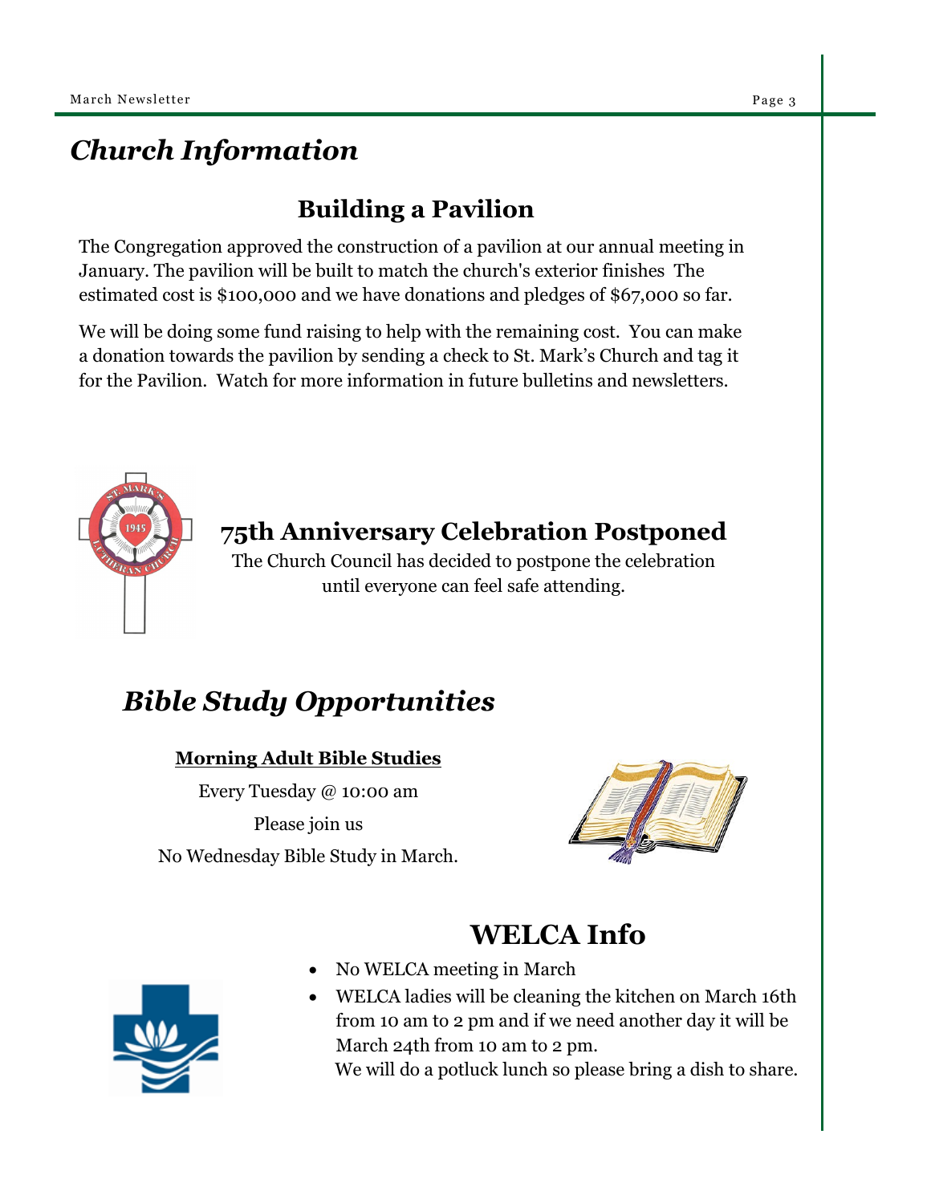# *Church Information*

## Building a Pavilion

The Congregation approved the construction of a pavilion at our annual meeting in January. The pavilion will be built to match the church's exterior finishes The estimated cost is $100,000 and we have donations and pledges of $67,000 so far.

We will be doing some fund raising to help with the remaining cost. You can make a donation towards the pavilion by sending a check to St. Mark's Church and tag it for the Pavilion. Watch for more information in future bulletins and newsletters.

## 75th Anniversary Celebration Postponed

The Church Council has decided to postpone the celebration until everyone can feel safe attending.

# *Bible Study Opportunities*

**Morning Adult Bible Studies**

Every Tuesday @ 10:00 am

Please join us

No Wednesday Bible Study in March.

## WELCA Info

- No WELCA meeting in March
- WELCA ladies will be cleaning the kitchen on March 16th from 10 am to 2 pm and if we need another day it will be March 24th from 10 am to 2 pm.
  We will do a potluck lunch so please bring a dish to share.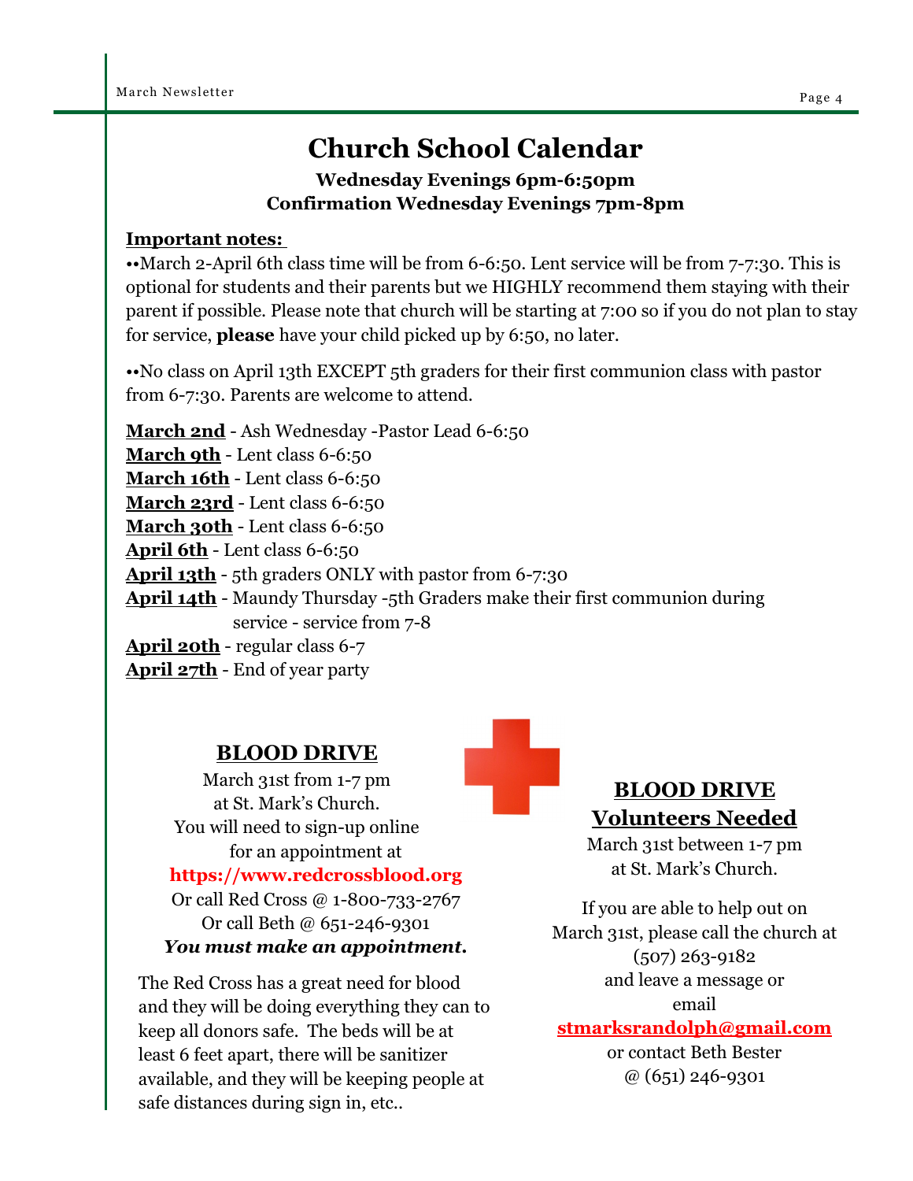# Church School Calendar

**Wednesday Evenings 6pm-6:50pm**
**Confirmation Wednesday Evenings 7pm-8pm**

**Important notes:**

••March 2-April 6th class time will be from 6-6:50. Lent service will be from 7-7:30. This is optional for students and their parents but we HIGHLY recommend them staying with their parent if possible. Please note that church will be starting at 7:00 so if you do not plan to stay for service, **please** have your child picked up by 6:50, no later.

••No class on April 13th EXCEPT 5th graders for their first communion class with pastor from 6-7:30. Parents are welcome to attend.

**March 2nd** - Ash Wednesday -Pastor Lead 6-6:50
**March 9th** - Lent class 6-6:50
**March 16th** - Lent class 6-6:50
**March 23rd** - Lent class 6-6:50
**March 30th** - Lent class 6-6:50
**April 6th** - Lent class 6-6:50
**April 13th** - 5th graders ONLY with pastor from 6-7:30
**April 14th** - Maundy Thursday -5th Graders make their first communion during service - service from 7-8
**April 20th** - regular class 6-7
**April 27th** - End of year party

## BLOOD DRIVE

March 31st from 1-7 pm
at St. Mark's Church.
You will need to sign-up online
for an appointment at
**https://www.redcrossblood.org**
Or call Red Cross @ 1-800-733-2767
Or call Beth @ 651-246-9301
***You must make an appointment.***

The Red Cross has a great need for blood and they will be doing everything they can to keep all donors safe. The beds will be at least 6 feet apart, there will be sanitizer available, and they will be keeping people at safe distances during sign in, etc..

## BLOOD DRIVE Volunteers Needed

March 31st between 1-7 pm
at St. Mark's Church.

If you are able to help out on March 31st, please call the church at (507) 263-9182
and leave a message or email
**stmarksrandolph@gmail.com**
or contact Beth Bester
@ (651) 246-9301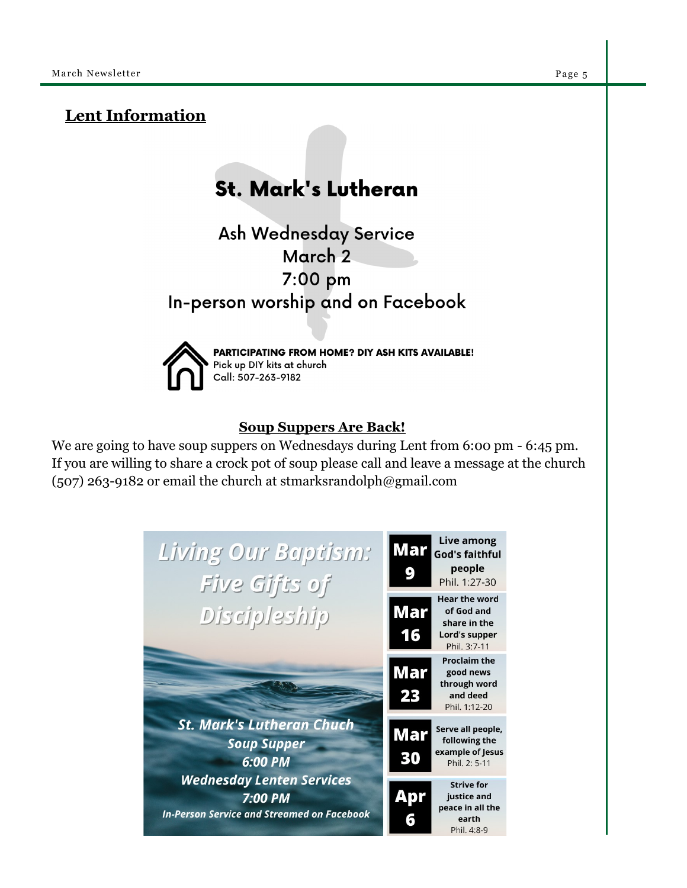## Lent Information

**St. Mark's Lutheran**

Ash Wednesday Service
March 2
7:00 pm
In-person worship and on Facebook

**PARTICIPATING FROM HOME? DIY ASH KITS AVAILABLE!**
Pick up DIY kits at church
Call: 507-263-9182

**Soup Suppers Are Back!**

We are going to have soup suppers on Wednesdays during Lent from 6:00 pm - 6:45 pm. If you are willing to share a crock pot of soup please call and leave a message at the church (507) 263-9182 or email the church at stmarksrandolph@gmail.com

***Living Our Baptism: Five Gifts of Discipleship***

***St. Mark's Lutheran Chuch***
***Soup Supper***
***6:00 PM***
***Wednesday Lenten Services***
***7:00 PM***
***In-Person Service and Streamed on Facebook***

| Date | Theme |
| --- | --- |
| Mar 9 | Live among God's faithful people<br>Phil. 1:27-30 |
| Mar 16 | Hear the word of God and share in the Lord's supper<br>Phil. 3:7-11 |
| Mar 23 | Proclaim the good news through word and deed<br>Phil. 1:12-20 |
| Mar 30 | Serve all people, following the example of Jesus<br>Phil. 2: 5-11 |
| Apr 6 | Strive for justice and peace in all the earth<br>Phil. 4:8-9 |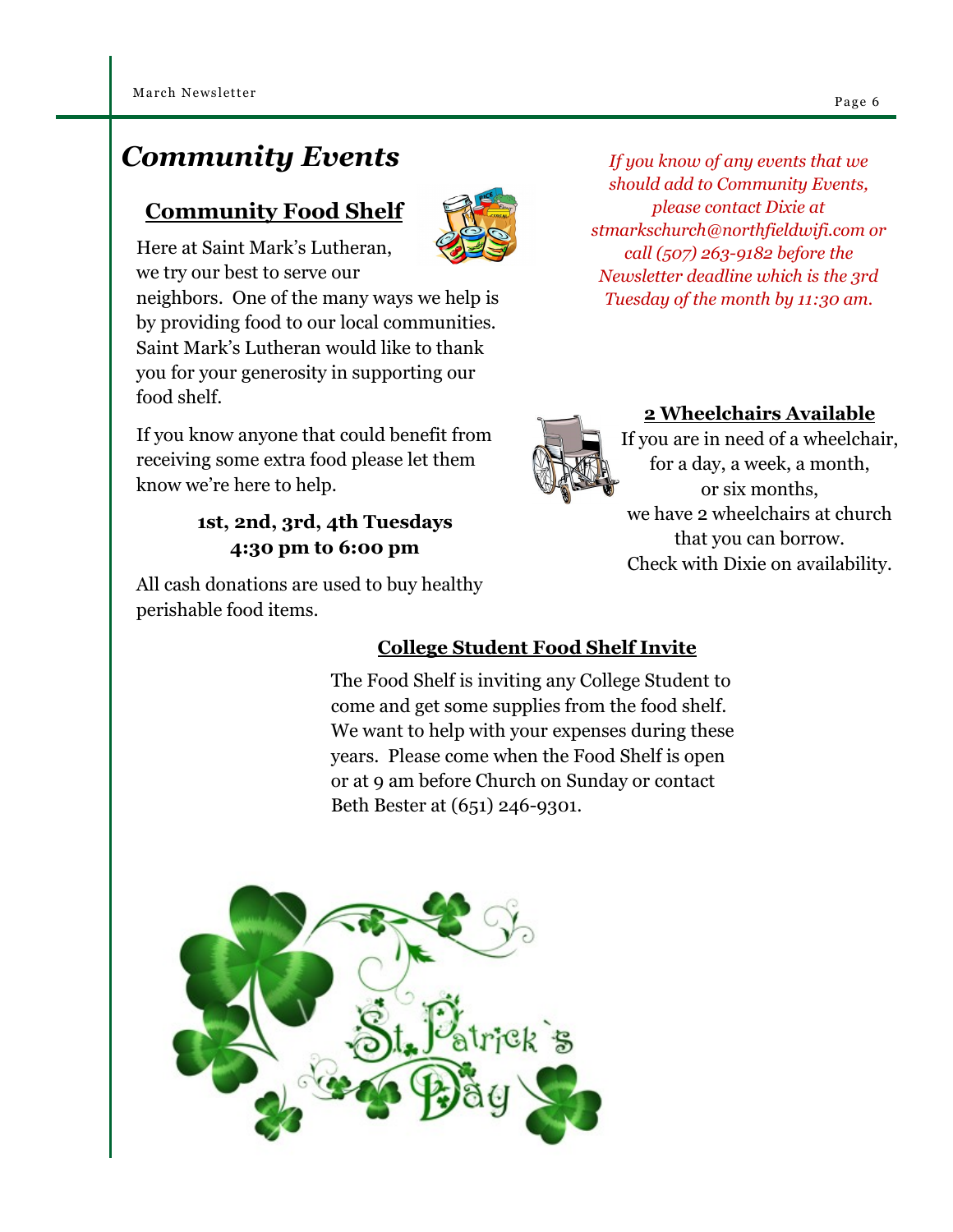# *Community Events*

## Community Food Shelf

Here at Saint Mark's Lutheran, we try our best to serve our neighbors. One of the many ways we help is by providing food to our local communities. Saint Mark's Lutheran would like to thank you for your generosity in supporting our food shelf.

If you know anyone that could benefit from receiving some extra food please let them know we're here to help.

**1st, 2nd, 3rd, 4th Tuesdays**
**4:30 pm to 6:00 pm**

All cash donations are used to buy healthy perishable food items.

*If you know of any events that we should add to Community Events, please contact Dixie at stmarkschurch@northfieldwifi.com or call (507) 263-9182 before the Newsletter deadline which is the 3rd Tuesday of the month by 11:30 am.*

## 2 Wheelchairs Available

If you are in need of a wheelchair, for a day, a week, a month, or six months, we have 2 wheelchairs at church that you can borrow. Check with Dixie on availability.

## College Student Food Shelf Invite

The Food Shelf is inviting any College Student to come and get some supplies from the food shelf. We want to help with your expenses during these years. Please come when the Food Shelf is open or at 9 am before Church on Sunday or contact Beth Bester at (651) 246-9301.

St. Patrick's Day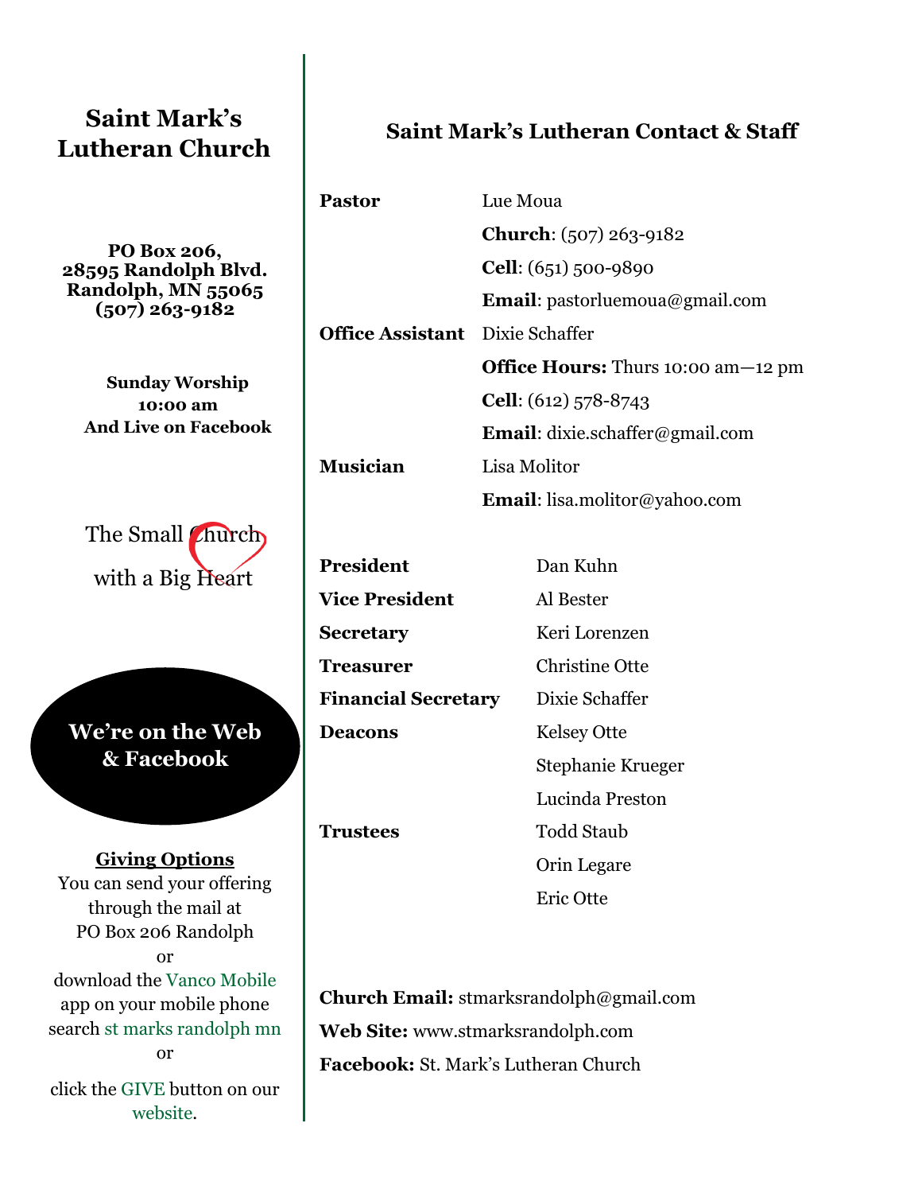## Saint Mark's Lutheran Church

**PO Box 206,**
**28595 Randolph Blvd.**
**Randolph, MN 55065**
**(507) 263-9182**

**Sunday Worship**
**10:00 am**
**And Live on Facebook**

The Small Church
with a Big Heart

**We're on the Web & Facebook**

**Giving Options**

You can send your offering through the mail at PO Box 206 Randolph
or
download the Vanco Mobile app on your mobile phone search st marks randolph mn
or
click the GIVE button on our website.

## Saint Mark's Lutheran Contact & Staff

| | |
|---|---|
| **Pastor** | Lue Moua |
| | **Church**: (507) 263-9182 |
| | **Cell**: (651) 500-9890 |
| | **Email**: pastorluemoua@gmail.com |
| **Office Assistant** | Dixie Schaffer |
| | **Office Hours:** Thurs 10:00 am—12 pm |
| | **Cell**: (612) 578-8743 |
| | **Email**: dixie.schaffer@gmail.com |
| **Musician** | Lisa Molitor |
| | **Email**: lisa.molitor@yahoo.com |

| | |
|---|---|
| **President** | Dan Kuhn |
| **Vice President** | Al Bester |
| **Secretary** | Keri Lorenzen |
| **Treasurer** | Christine Otte |
| **Financial Secretary** | Dixie Schaffer |
| **Deacons** | Kelsey Otte |
| | Stephanie Krueger |
| | Lucinda Preston |
| **Trustees** | Todd Staub |
| | Orin Legare |
| | Eric Otte |

**Church Email:** stmarksrandolph@gmail.com
**Web Site:** www.stmarksrandolph.com
**Facebook:** St. Mark's Lutheran Church